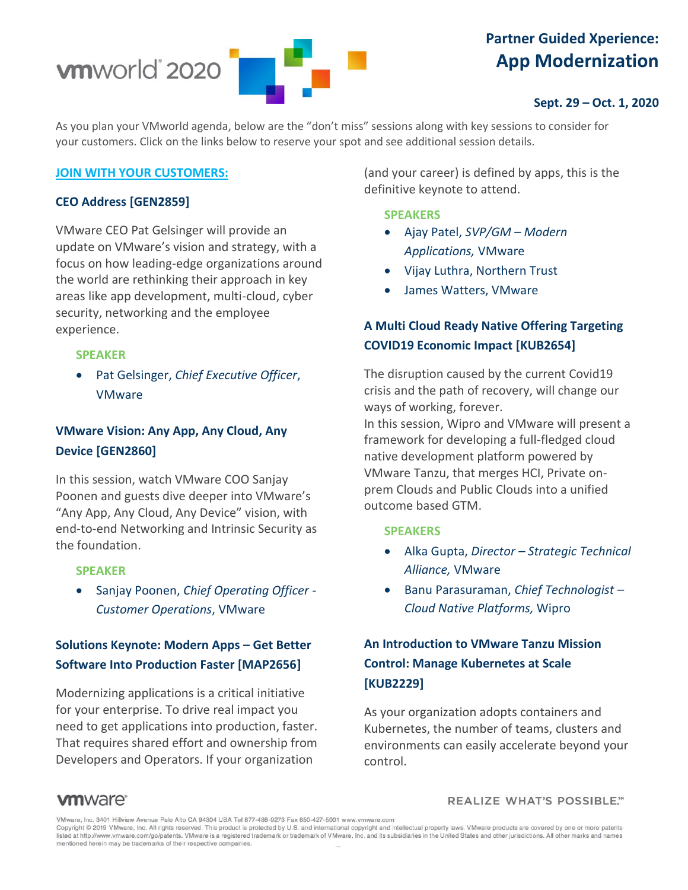# Partner Guided Xperience: App Modernization

**Sept. 29 – Oct. 1, 2020**

As you plan your VMworld agenda, below are the "don't miss" sessions along with key sessions to consider for your customers. Click on the links below to reserve your spot and see additional session details.

## JOIN WITH YOUR CUSTOMERS:

### CEO Address [GEN2859]

VMware CEO Pat Gelsinger will provide an update on VMware's vision and strategy, with a focus on how leading-edge organizations around the world are rethinking their approach in key areas like app development, multi-cloud, cyber security, networking and the employee experience.

**SPEAKER**

- Pat Gelsinger, *Chief Executive Officer*, VMware

### VMware Vision: Any App, Any Cloud, Any Device [GEN2860]

In this session, watch VMware COO Sanjay Poonen and guests dive deeper into VMware's "Any App, Any Cloud, Any Device" vision, with end-to-end Networking and Intrinsic Security as the foundation.

**SPEAKER**

- Sanjay Poonen, *Chief Operating Officer - Customer Operations*, VMware

### Solutions Keynote: Modern Apps – Get Better Software Into Production Faster [MAP2656]

Modernizing applications is a critical initiative for your enterprise. To drive real impact you need to get applications into production, faster. That requires shared effort and ownership from Developers and Operators. If your organization (and your career) is defined by apps, this is the definitive keynote to attend.

**SPEAKERS**

- Ajay Patel, *SVP/GM – Modern Applications,* VMware
- Vijay Luthra, Northern Trust
- James Watters, VMware

### A Multi Cloud Ready Native Offering Targeting COVID19 Economic Impact [KUB2654]

The disruption caused by the current Covid19 crisis and the path of recovery, will change our ways of working, forever.
In this session, Wipro and VMware will present a framework for developing a full-fledged cloud native development platform powered by VMware Tanzu, that merges HCI, Private on-prem Clouds and Public Clouds into a unified outcome based GTM.

**SPEAKERS**

- Alka Gupta, *Director – Strategic Technical Alliance,* VMware
- Banu Parasuraman, *Chief Technologist – Cloud Native Platforms,* Wipro

### An Introduction to VMware Tanzu Mission Control: Manage Kubernetes at Scale [KUB2229]

As your organization adopts containers and Kubernetes, the number of teams, clusters and environments can easily accelerate beyond your control.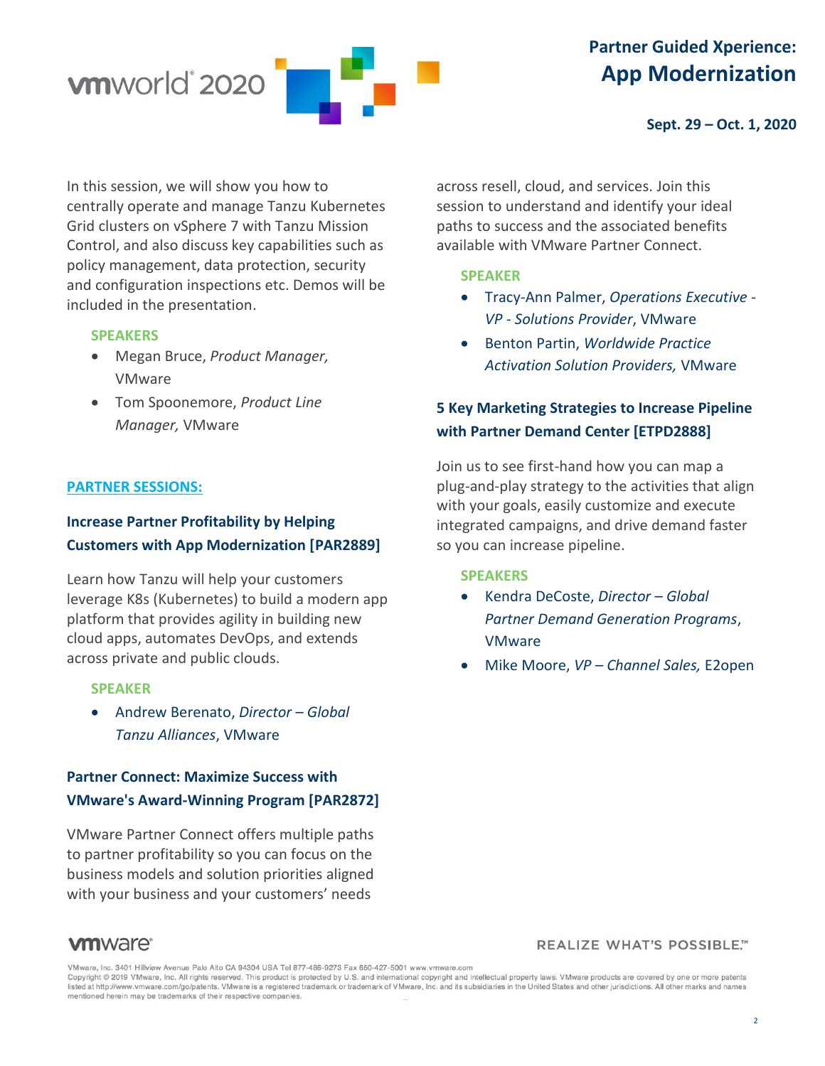In this session, we will show you how to centrally operate and manage Tanzu Kubernetes Grid clusters on vSphere 7 with Tanzu Mission Control, and also discuss key capabilities such as policy management, data protection, security and configuration inspections etc. Demos will be included in the presentation.

**SPEAKERS**

- Megan Bruce, *Product Manager,* VMware
- Tom Spoonemore, *Product Line Manager,* VMware

## PARTNER SESSIONS:

### Increase Partner Profitability by Helping Customers with App Modernization [PAR2889]

Learn how Tanzu will help your customers leverage K8s (Kubernetes) to build a modern app platform that provides agility in building new cloud apps, automates DevOps, and extends across private and public clouds.

**SPEAKER**

- Andrew Berenato, *Director – Global Tanzu Alliances*, VMware

### Partner Connect: Maximize Success with VMware's Award-Winning Program [PAR2872]

VMware Partner Connect offers multiple paths to partner profitability so you can focus on the business models and solution priorities aligned with your business and your customers' needs across resell, cloud, and services. Join this session to understand and identify your ideal paths to success and the associated benefits available with VMware Partner Connect.

**SPEAKER**

- Tracy-Ann Palmer, *Operations Executive - VP - Solutions Provider*, VMware
- Benton Partin, *Worldwide Practice Activation Solution Providers,* VMware

### 5 Key Marketing Strategies to Increase Pipeline with Partner Demand Center [ETPD2888]

Join us to see first-hand how you can map a plug-and-play strategy to the activities that align with your goals, easily customize and execute integrated campaigns, and drive demand faster so you can increase pipeline.

**SPEAKERS**

- Kendra DeCoste, *Director – Global Partner Demand Generation Programs*, VMware
- Mike Moore, *VP – Channel Sales,* E2open